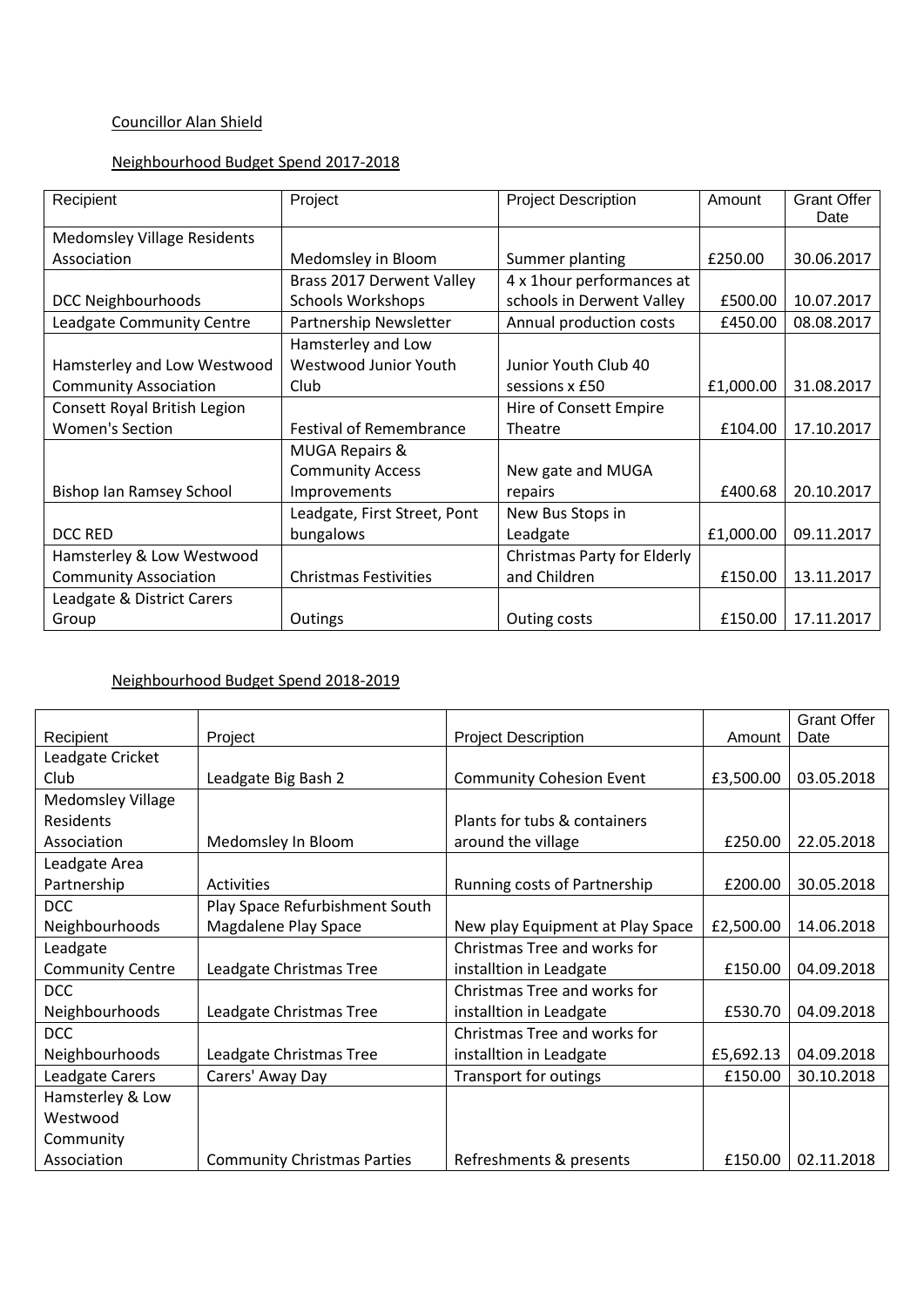Councillor Alan Shield

Neighbourhood Budget Spend 2017-2018

| Recipient | Project | Project Description | Amount | Grant Offer Date |
|---|---|---|---|---|
| Medomsley Village Residents Association | Medomsley in Bloom | Summer planting | £250.00 | 30.06.2017 |
| DCC Neighbourhoods | Brass 2017 Derwent Valley Schools Workshops | 4 x 1hour performances at schools in Derwent Valley | £500.00 | 10.07.2017 |
| Leadgate Community Centre | Partnership Newsletter | Annual production costs | £450.00 | 08.08.2017 |
| Hamsterley and Low Westwood Community Association | Hamsterley and Low Westwood Junior Youth Club | Junior Youth Club 40 sessions x £50 | £1,000.00 | 31.08.2017 |
| Consett Royal British Legion Women's Section | Festival of Remembrance | Hire of Consett Empire Theatre | £104.00 | 17.10.2017 |
| Bishop Ian Ramsey School | MUGA Repairs & Community Access Improvements | New gate and MUGA repairs | £400.68 | 20.10.2017 |
| DCC RED | Leadgate, First Street, Pont bungalows | New Bus Stops in Leadgate | £1,000.00 | 09.11.2017 |
| Hamsterley & Low Westwood Community Association | Christmas Festivities | Christmas Party for Elderly and Children | £150.00 | 13.11.2017 |
| Leadgate & District Carers Group | Outings | Outing costs | £150.00 | 17.11.2017 |

Neighbourhood Budget Spend 2018-2019

| Recipient | Project | Project Description | Amount | Grant Offer Date |
|---|---|---|---|---|
| Leadgate Cricket Club | Leadgate Big Bash 2 | Community Cohesion Event | £3,500.00 | 03.05.2018 |
| Medomsley Village Residents Association | Medomsley In Bloom | Plants for tubs & containers around the village | £250.00 | 22.05.2018 |
| Leadgate Area Partnership | Activities | Running costs of Partnership | £200.00 | 30.05.2018 |
| DCC Neighbourhoods | Play Space Refurbishment South Magdalene Play Space | New play Equipment at Play Space | £2,500.00 | 14.06.2018 |
| Leadgate Community Centre | Leadgate Christmas Tree | Christmas Tree and works for installtion in Leadgate | £150.00 | 04.09.2018 |
| DCC Neighbourhoods | Leadgate Christmas Tree | Christmas Tree and works for installtion in Leadgate | £530.70 | 04.09.2018 |
| DCC Neighbourhoods | Leadgate Christmas Tree | Christmas Tree and works for installtion in Leadgate | £5,692.13 | 04.09.2018 |
| Leadgate Carers | Carers' Away Day | Transport for outings | £150.00 | 30.10.2018 |
| Hamsterley & Low Westwood Community Association | Community Christmas Parties | Refreshments & presents | £150.00 | 02.11.2018 |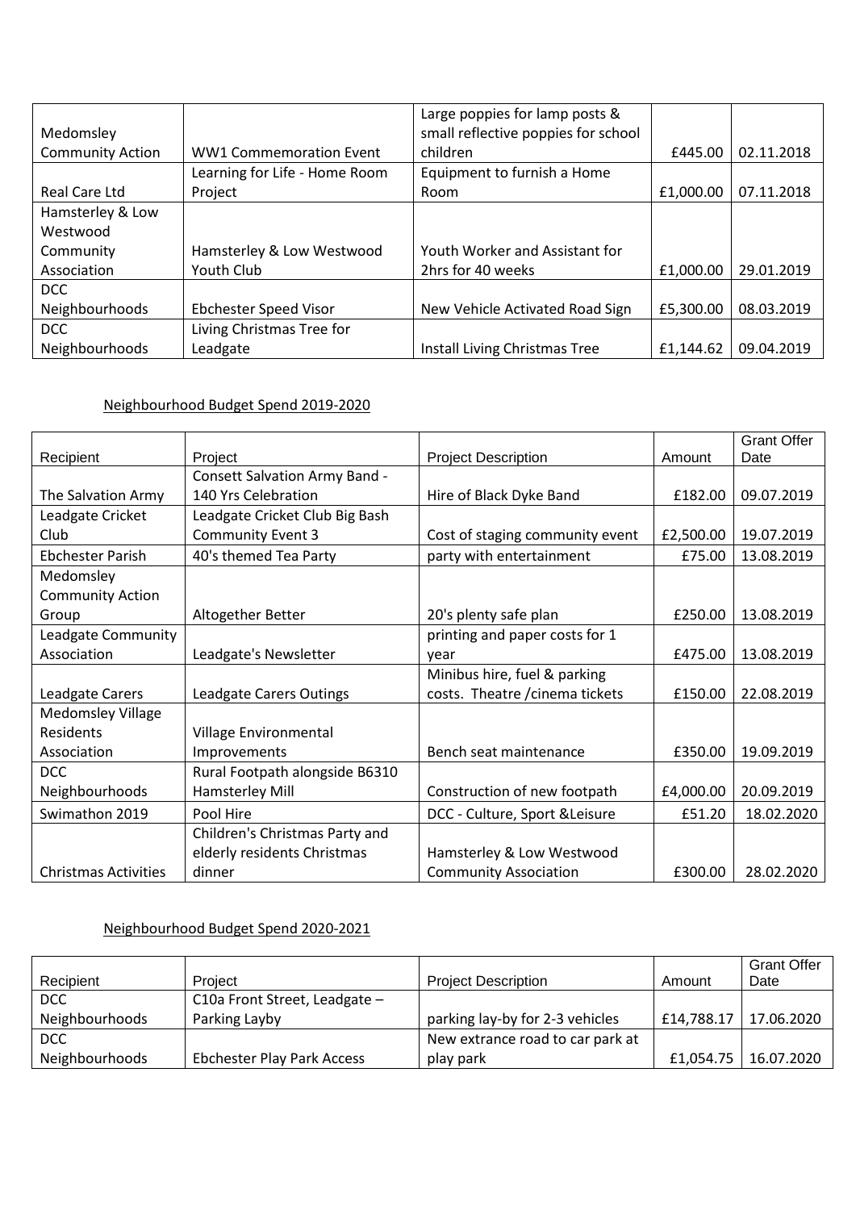| | | | | |
|---|---|---|---|---|
| Medomsley Community Action | WW1 Commemoration Event | Large poppies for lamp posts & small reflective poppies for school children | £445.00 | 02.11.2018 |
| Real Care Ltd | Learning for Life - Home Room Project | Equipment to furnish a Home Room | £1,000.00 | 07.11.2018 |
| Hamsterley & Low Westwood Community Association | Hamsterley & Low Westwood Youth Club | Youth Worker and Assistant for 2hrs for 40 weeks | £1,000.00 | 29.01.2019 |
| DCC Neighbourhoods | Ebchester Speed Visor | New Vehicle Activated Road Sign | £5,300.00 | 08.03.2019 |
| DCC Neighbourhoods | Living Christmas Tree for Leadgate | Install Living Christmas Tree | £1,144.62 | 09.04.2019 |

<u>Neighbourhood Budget Spend 2019-2020</u>

| Recipient | Project | Project Description | Amount | Grant Offer Date |
|---|---|---|---|---|
| The Salvation Army | Consett Salvation Army Band - 140 Yrs Celebration | Hire of Black Dyke Band | £182.00 | 09.07.2019 |
| Leadgate Cricket Club | Leadgate Cricket Club Big Bash Community Event 3 | Cost of staging community event | £2,500.00 | 19.07.2019 |
| Ebchester Parish | 40's themed Tea Party | party with entertainment | £75.00 | 13.08.2019 |
| Medomsley Community Action Group | Altogether Better | 20's plenty safe plan | £250.00 | 13.08.2019 |
| Leadgate Community Association | Leadgate's Newsletter | printing and paper costs for 1 year | £475.00 | 13.08.2019 |
| Leadgate Carers | Leadgate Carers Outings | Minibus hire, fuel & parking costs. Theatre /cinema tickets | £150.00 | 22.08.2019 |
| Medomsley Village Residents Association | Village Environmental Improvements | Bench seat maintenance | £350.00 | 19.09.2019 |
| DCC Neighbourhoods | Rural Footpath alongside B6310 Hamsterley Mill | Construction of new footpath | £4,000.00 | 20.09.2019 |
| Swimathon 2019 | Pool Hire | DCC - Culture, Sport &Leisure | £51.20 | 18.02.2020 |
| Christmas Activities | Children's Christmas Party and elderly residents Christmas dinner | Hamsterley & Low Westwood Community Association | £300.00 | 28.02.2020 |

<u>Neighbourhood Budget Spend 2020-2021</u>

| Recipient | Project | Project Description | Amount | Grant Offer Date |
|---|---|---|---|---|
| DCC Neighbourhoods | C10a Front Street, Leadgate – Parking Layby | parking lay-by for 2-3 vehicles | £14,788.17 | 17.06.2020 |
| DCC Neighbourhoods | Ebchester Play Park Access | New extrance road to car park at play park | £1,054.75 | 16.07.2020 |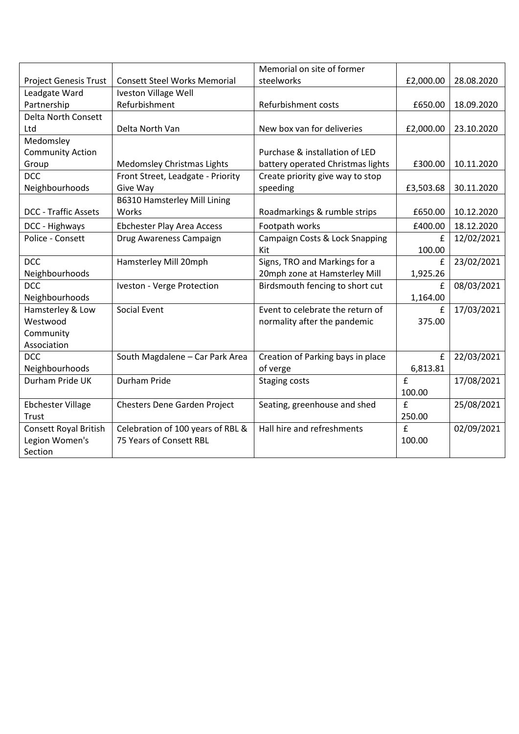| | | | | |
|---|---|---|---|---|
| Project Genesis Trust | Consett Steel Works Memorial | Memorial on site of former steelworks | £2,000.00 | 28.08.2020 |
| Leadgate Ward Partnership | Iveston Village Well Refurbishment | Refurbishment costs | £650.00 | 18.09.2020 |
| Delta North Consett Ltd | Delta North Van | New box van for deliveries | £2,000.00 | 23.10.2020 |
| Medomsley Community Action Group | Medomsley Christmas Lights | Purchase & installation of LED battery operated Christmas lights | £300.00 | 10.11.2020 |
| DCC Neighbourhoods | Front Street, Leadgate - Priority Give Way | Create priority give way to stop speeding | £3,503.68 | 30.11.2020 |
| DCC - Traffic Assets | B6310 Hamsterley Mill Lining Works | Roadmarkings & rumble strips | £650.00 | 10.12.2020 |
| DCC - Highways | Ebchester Play Area Access | Footpath works | £400.00 | 18.12.2020 |
| Police - Consett | Drug Awareness Campaign | Campaign Costs & Lock Snapping Kit | £ 100.00 | 12/02/2021 |
| DCC Neighbourhoods | Hamsterley Mill 20mph | Signs, TRO and Markings for a 20mph zone at Hamsterley Mill | £ 1,925.26 | 23/02/2021 |
| DCC Neighbourhoods | Iveston - Verge Protection | Birdsmouth fencing to short cut | £ 1,164.00 | 08/03/2021 |
| Hamsterley & Low Westwood Community Association | Social Event | Event to celebrate the return of normality after the pandemic | £ 375.00 | 17/03/2021 |
| DCC Neighbourhoods | South Magdalene – Car Park Area | Creation of Parking bays in place of verge | £ 6,813.81 | 22/03/2021 |
| Durham Pride UK | Durham Pride | Staging costs | £ 100.00 | 17/08/2021 |
| Ebchester Village Trust | Chesters Dene Garden Project | Seating, greenhouse and shed | £ 250.00 | 25/08/2021 |
| Consett Royal British Legion Women's Section | Celebration of 100 years of RBL & 75 Years of Consett RBL | Hall hire and refreshments | £ 100.00 | 02/09/2021 |